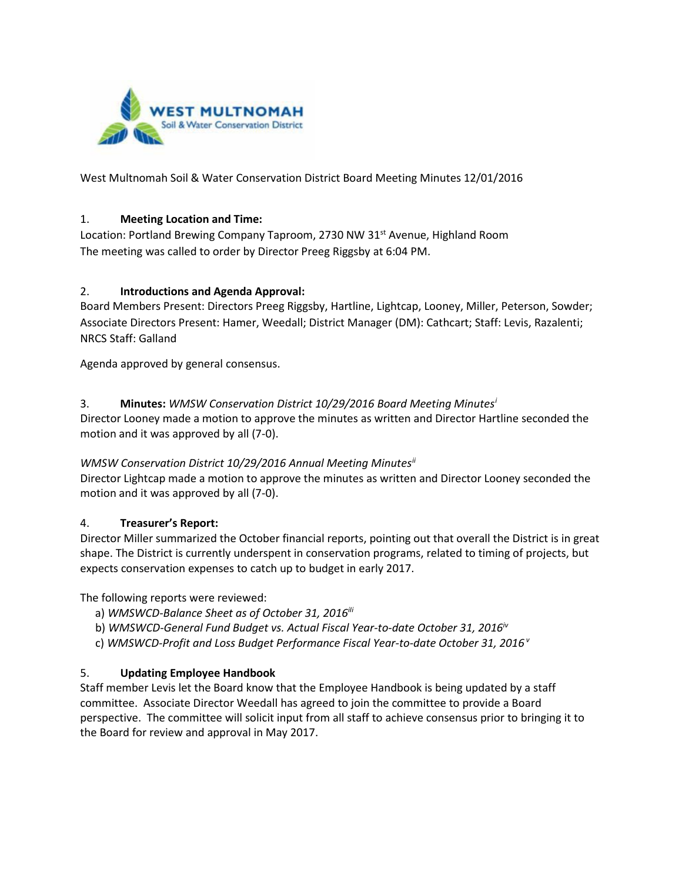WEST MULTNOMAH
Soil & Water Conservation District

West Multnomah Soil & Water Conservation District Board Meeting Minutes 12/01/2016

1. **Meeting Location and Time:**
Location: Portland Brewing Company Taproom, 2730 NW 31st Avenue, Highland Room
The meeting was called to order by Director Preeg Riggsby at 6:04 PM.

2. **Introductions and Agenda Approval:**
Board Members Present: Directors Preeg Riggsby, Hartline, Lightcap, Looney, Miller, Peterson, Sowder; Associate Directors Present: Hamer, Weedall; District Manager (DM): Cathcart; Staff: Levis, Razalenti; NRCS Staff: Galland

Agenda approved by general consensus.

3. **Minutes:** *WMSW Conservation District 10/29/2016 Board Meeting Minutes*[i]
Director Looney made a motion to approve the minutes as written and Director Hartline seconded the motion and it was approved by all (7-0).

*WMSW Conservation District 10/29/2016 Annual Meeting Minutes*[ii]
Director Lightcap made a motion to approve the minutes as written and Director Looney seconded the motion and it was approved by all (7-0).

4. **Treasurer's Report:**
Director Miller summarized the October financial reports, pointing out that overall the District is in great shape. The District is currently underspent in conservation programs, related to timing of projects, but expects conservation expenses to catch up to budget in early 2017.

The following reports were reviewed:

a) *WMSWCD-Balance Sheet as of October 31, 2016*[iii]
b) *WMSWCD-General Fund Budget vs. Actual Fiscal Year-to-date October 31, 2016*[iv]
c) *WMSWCD-Profit and Loss Budget Performance Fiscal Year-to-date October 31, 2016*[v]

5. **Updating Employee Handbook**
Staff member Levis let the Board know that the Employee Handbook is being updated by a staff committee. Associate Director Weedall has agreed to join the committee to provide a Board perspective. The committee will solicit input from all staff to achieve consensus prior to bringing it to the Board for review and approval in May 2017.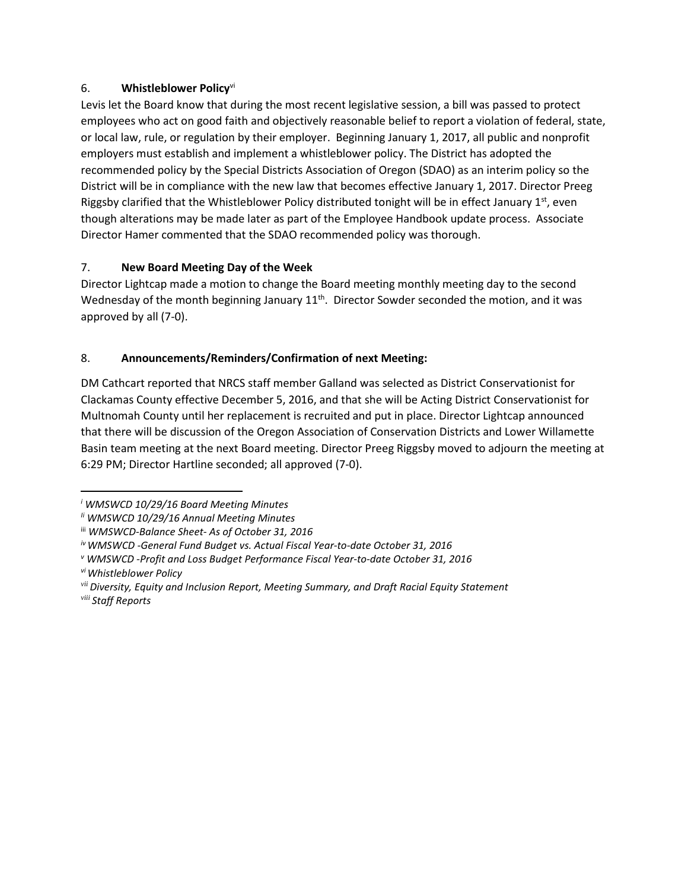6. **Whistleblower Policy**[vi]

Levis let the Board know that during the most recent legislative session, a bill was passed to protect employees who act on good faith and objectively reasonable belief to report a violation of federal, state, or local law, rule, or regulation by their employer. Beginning January 1, 2017, all public and nonprofit employers must establish and implement a whistleblower policy. The District has adopted the recommended policy by the Special Districts Association of Oregon (SDAO) as an interim policy so the District will be in compliance with the new law that becomes effective January 1, 2017. Director Preeg Riggsby clarified that the Whistleblower Policy distributed tonight will be in effect January 1st, even though alterations may be made later as part of the Employee Handbook update process. Associate Director Hamer commented that the SDAO recommended policy was thorough.

7. **New Board Meeting Day of the Week**

Director Lightcap made a motion to change the Board meeting monthly meeting day to the second Wednesday of the month beginning January 11th. Director Sowder seconded the motion, and it was approved by all (7-0).

8. **Announcements/Reminders/Confirmation of next Meeting:**

DM Cathcart reported that NRCS staff member Galland was selected as District Conservationist for Clackamas County effective December 5, 2016, and that she will be Acting District Conservationist for Multnomah County until her replacement is recruited and put in place. Director Lightcap announced that there will be discussion of the Oregon Association of Conservation Districts and Lower Willamette Basin team meeting at the next Board meeting. Director Preeg Riggsby moved to adjourn the meeting at 6:29 PM; Director Hartline seconded; all approved (7-0).

---

[i] *WMSWCD 10/29/16 Board Meeting Minutes*

[ii] *WMSWCD 10/29/16 Annual Meeting Minutes*

[iii] *WMSWCD-Balance Sheet- As of October 31, 2016*

[iv] *WMSWCD -General Fund Budget vs. Actual Fiscal Year-to-date October 31, 2016*

[v] *WMSWCD -Profit and Loss Budget Performance Fiscal Year-to-date October 31, 2016*

[vi] *Whistleblower Policy*

[vii] *Diversity, Equity and Inclusion Report, Meeting Summary, and Draft Racial Equity Statement*

[viii] *Staff Reports*